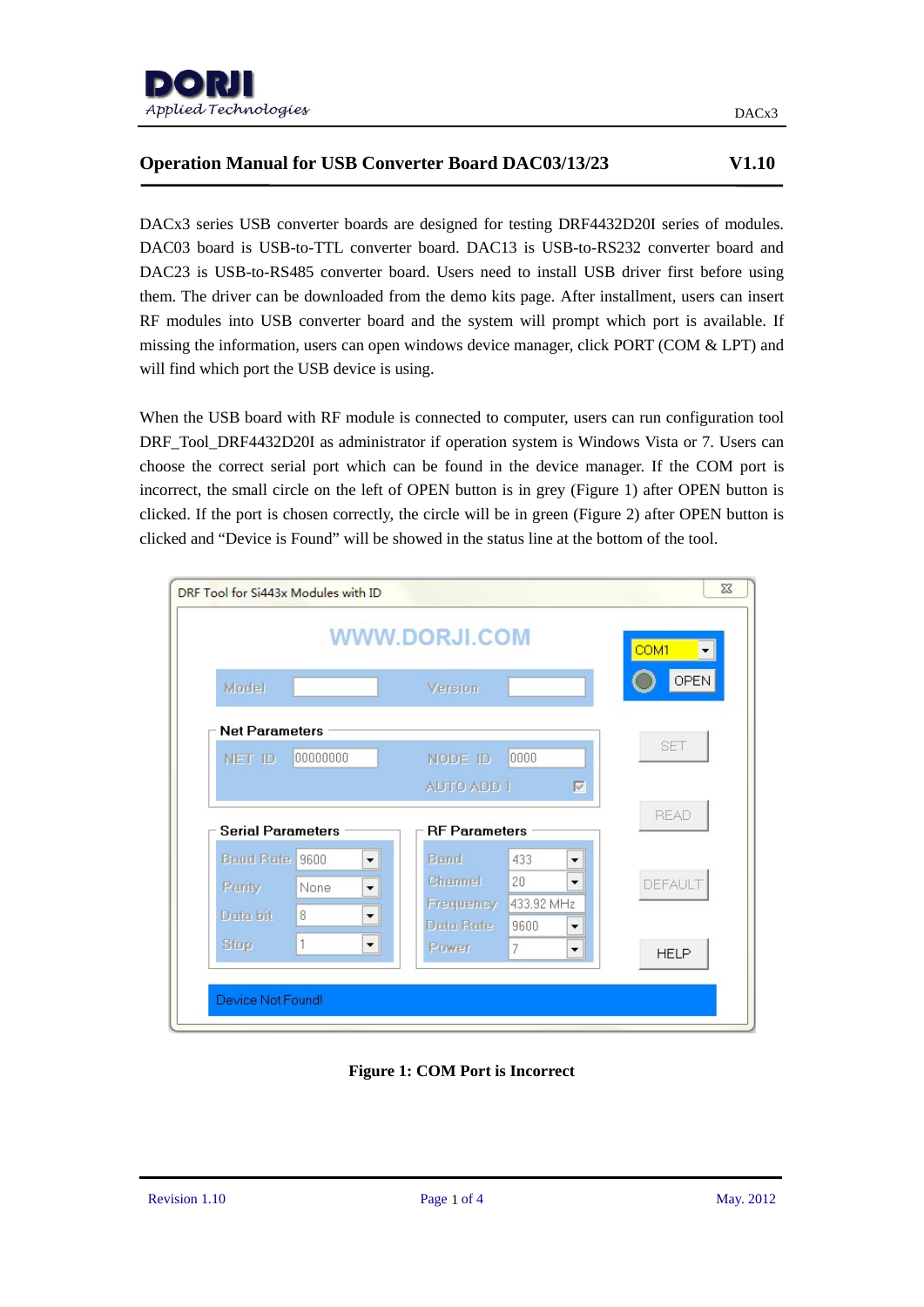# Operation Manual for USB Converter Board DAC03/13/23 V1.10

DACx3 series USB converter boards are designed for testing DRF4432D20I series of modules. DAC03 board is USB-to-TTL converter board. DAC13 is USB-to-RS232 converter board and DAC23 is USB-to-RS485 converter board. Users need to install USB driver first before using them. The driver can be downloaded from the demo kits page. After installment, users can insert RF modules into USB converter board and the system will prompt which port is available. If missing the information, users can open windows device manager, click PORT (COM & LPT) and will find which port the USB device is using.

When the USB board with RF module is connected to computer, users can run configuration tool DRF_Tool_DRF4432D20I as administrator if operation system is Windows Vista or 7. Users can choose the correct serial port which can be found in the device manager. If the COM port is incorrect, the small circle on the left of OPEN button is in grey (Figure 1) after OPEN button is clicked. If the port is chosen correctly, the circle will be in green (Figure 2) after OPEN button is clicked and "Device is Found" will be showed in the status line at the bottom of the tool.

**Figure 1: COM Port is Incorrect**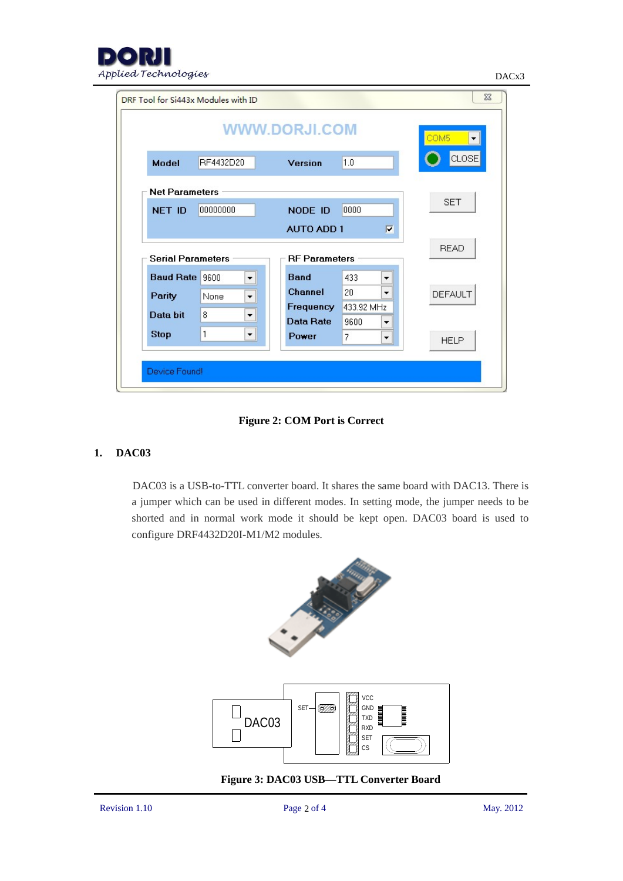Figure 2: COM Port is Correct

## 1. DAC03

DAC03 is a USB-to-TTL converter board. It shares the same board with DAC13. There is a jumper which can be used in different modes. In setting mode, the jumper needs to be shorted and in normal work mode it should be kept open. DAC03 board is used to configure DRF4432D20I-M1/M2 modules.

Figure 3: DAC03 USB—TTL Converter Board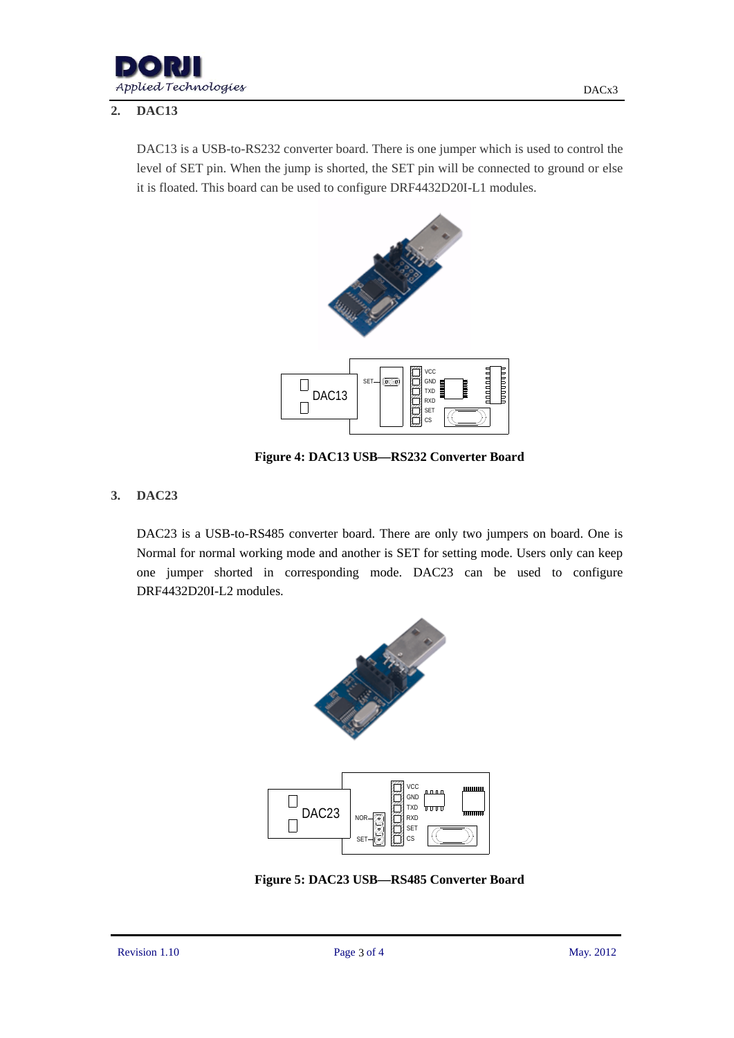## 2. DAC13

DAC13 is a USB-to-RS232 converter board. There is one jumper which is used to control the level of SET pin. When the jump is shorted, the SET pin will be connected to ground or else it is floated. This board can be used to configure DRF4432D20I-L1 modules.

**Figure 4: DAC13 USB—RS232 Converter Board**

## 3. DAC23

DAC23 is a USB-to-RS485 converter board. There are only two jumpers on board. One is Normal for normal working mode and another is SET for setting mode. Users only can keep one jumper shorted in corresponding mode. DAC23 can be used to configure DRF4432D20I-L2 modules.

**Figure 5: DAC23 USB—RS485 Converter Board**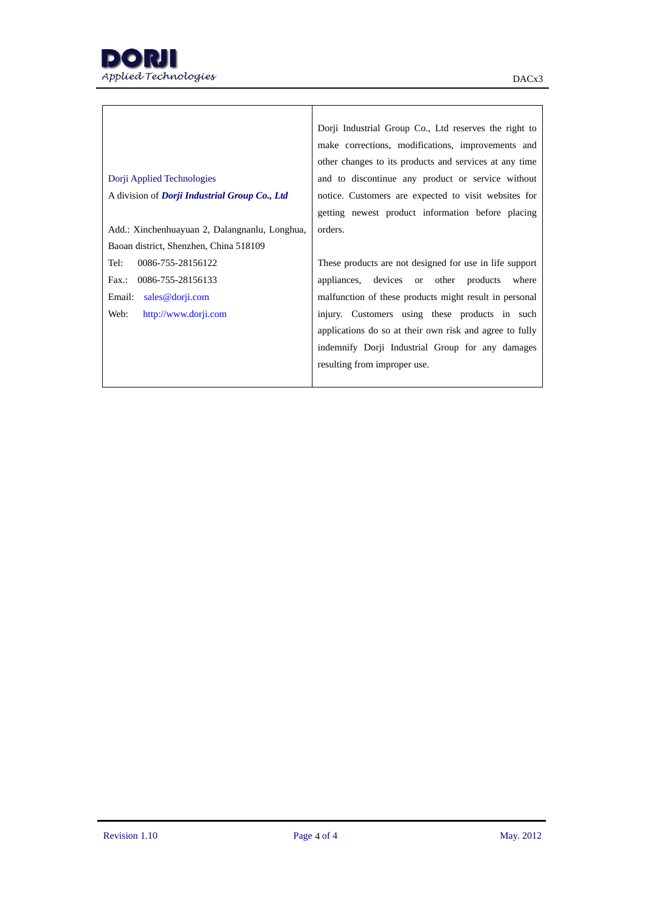| | |
|---|---|
| Dorji Applied Technologies<br>A division of ***Dorji Industrial Group Co., Ltd***<br><br>Add.: Xinchenhuayuan 2, Dalangnanlu, Longhua, Baoan district, Shenzhen, China 518109<br>Tel: 0086-755-28156122<br>Fax.: 0086-755-28156133<br>Email: sales@dorji.com<br>Web: http://www.dorji.com | Dorji Industrial Group Co., Ltd reserves the right to make corrections, modifications, improvements and other changes to its products and services at any time and to discontinue any product or service without notice. Customers are expected to visit websites for getting newest product information before placing orders.<br><br>These products are not designed for use in life support appliances, devices or other products where malfunction of these products might result in personal injury. Customers using these products in such applications do so at their own risk and agree to fully indemnify Dorji Industrial Group for any damages resulting from improper use. |